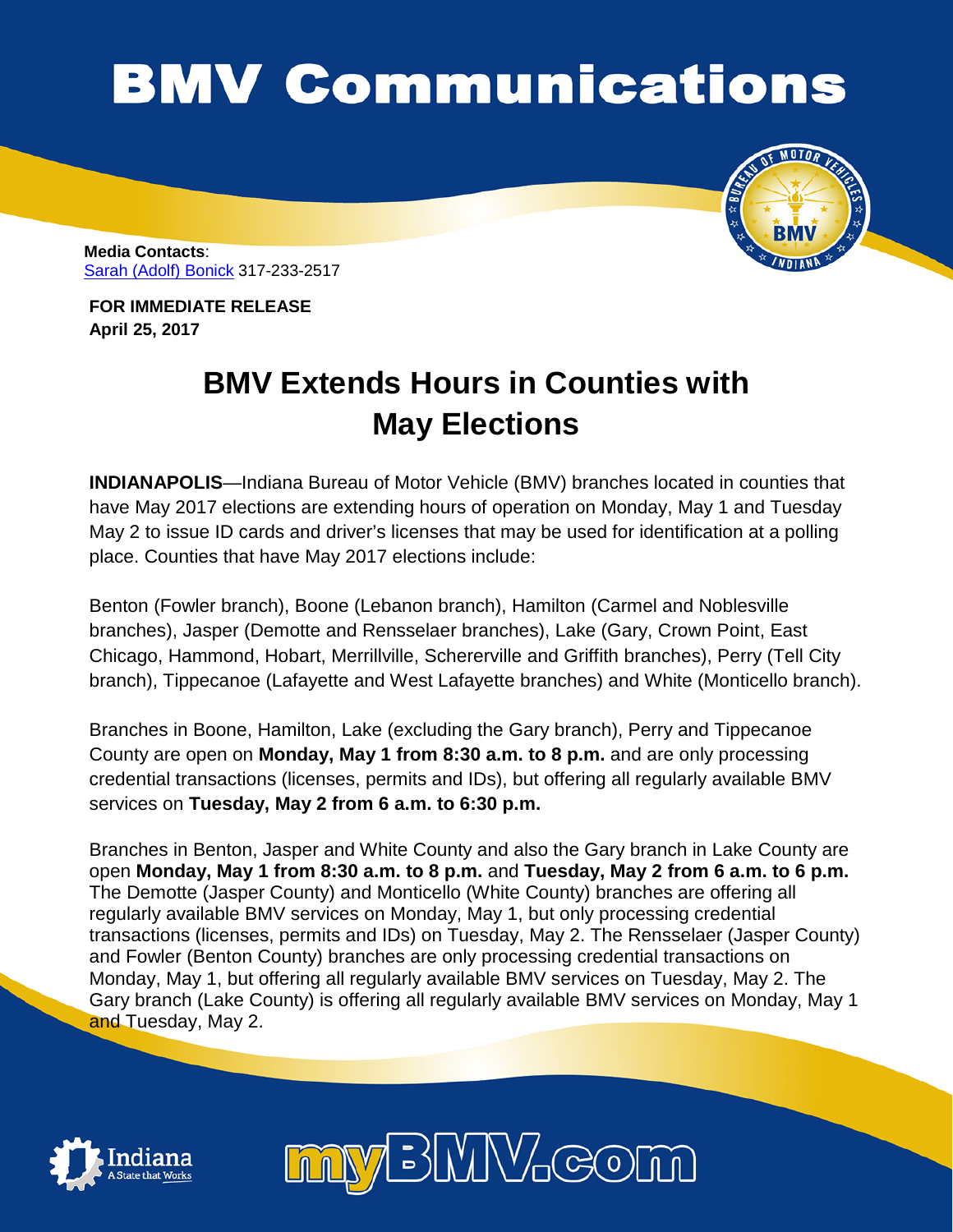# BMV Communications

**Media Contacts**:
Sarah (Adolf) Bonick 317-233-2517

**FOR IMMEDIATE RELEASE**
**April 25, 2017**

## BMV Extends Hours in Counties with May Elections

**INDIANAPOLIS**—Indiana Bureau of Motor Vehicle (BMV) branches located in counties that have May 2017 elections are extending hours of operation on Monday, May 1 and Tuesday May 2 to issue ID cards and driver's licenses that may be used for identification at a polling place. Counties that have May 2017 elections include:

Benton (Fowler branch), Boone (Lebanon branch), Hamilton (Carmel and Noblesville branches), Jasper (Demotte and Rensselaer branches), Lake (Gary, Crown Point, East Chicago, Hammond, Hobart, Merrillville, Schererville and Griffith branches), Perry (Tell City branch), Tippecanoe (Lafayette and West Lafayette branches) and White (Monticello branch).

Branches in Boone, Hamilton, Lake (excluding the Gary branch), Perry and Tippecanoe County are open on **Monday, May 1 from 8:30 a.m. to 8 p.m.** and are only processing credential transactions (licenses, permits and IDs), but offering all regularly available BMV services on **Tuesday, May 2 from 6 a.m. to 6:30 p.m.**

Branches in Benton, Jasper and White County and also the Gary branch in Lake County are open **Monday, May 1 from 8:30 a.m. to 8 p.m.** and **Tuesday, May 2 from 6 a.m. to 6 p.m.** The Demotte (Jasper County) and Monticello (White County) branches are offering all regularly available BMV services on Monday, May 1, but only processing credential transactions (licenses, permits and IDs) on Tuesday, May 2. The Rensselaer (Jasper County) and Fowler (Benton County) branches are only processing credential transactions on Monday, May 1, but offering all regularly available BMV services on Tuesday, May 2. The Gary branch (Lake County) is offering all regularly available BMV services on Monday, May 1 and Tuesday, May 2.

myBMV.com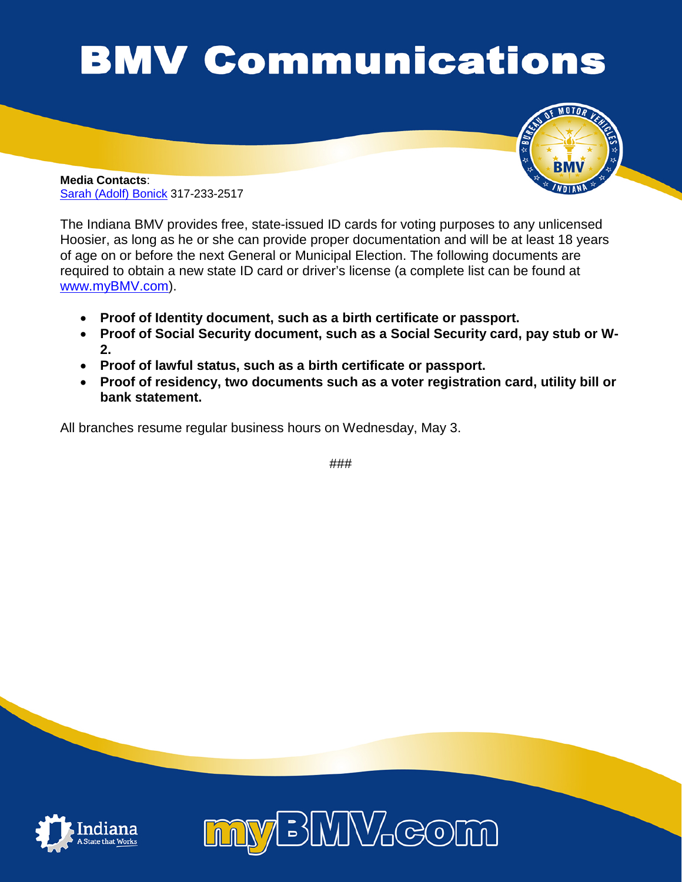**Media Contacts**:
Sarah (Adolf) Bonick 317-233-2517

The Indiana BMV provides free, state-issued ID cards for voting purposes to any unlicensed Hoosier, as long as he or she can provide proper documentation and will be at least 18 years of age on or before the next General or Municipal Election. The following documents are required to obtain a new state ID card or driver's license (a complete list can be found at www.myBMV.com).

- **Proof of Identity document, such as a birth certificate or passport.**
- **Proof of Social Security document, such as a Social Security card, pay stub or W-2.**
- **Proof of lawful status, such as a birth certificate or passport.**
- **Proof of residency, two documents such as a voter registration card, utility bill or bank statement.**

All branches resume regular business hours on Wednesday, May 3.

###